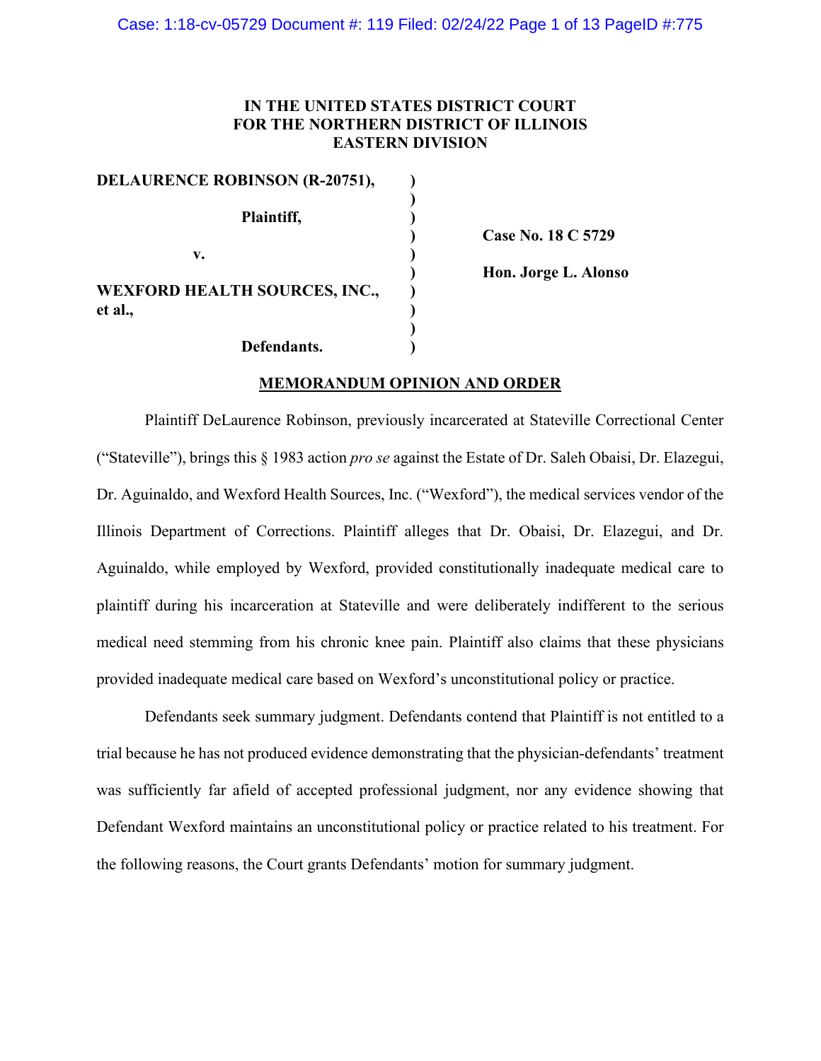**IN THE UNITED STATES DISTRICT COURT**
**FOR THE NORTHERN DISTRICT OF ILLINOIS**
**EASTERN DIVISION**

| | | |
|---|---|---|
| **DELAURENCE ROBINSON (R-20751),** | ) | |
| | ) | |
| **Plaintiff,** | ) | |
| | ) | **Case No. 18 C 5729** |
| **v.** | ) | |
| | ) | **Hon. Jorge L. Alonso** |
| **WEXFORD HEALTH SOURCES, INC., et al.,** | ) | |
| | ) | |
| **Defaulted.** | ) | |

**MEMORANDUM OPINION AND ORDER**

Plaintiff DeLaurence Robinson, previously incarcerated at Stateville Correctional Center ("Stateville"), brings this § 1983 action *pro se* against the Estate of Dr. Saleh Obaisi, Dr. Elazegui, Dr. Aguinaldo, and Wexford Health Sources, Inc. ("Wexford"), the medical services vendor of the Illinois Department of Corrections. Plaintiff alleges that Dr. Obaisi, Dr. Elazegui, and Dr. Aguinaldo, while employed by Wexford, provided constitutionally inadequate medical care to plaintiff during his incarceration at Stateville and were deliberately indifferent to the serious medical need stemming from his chronic knee pain. Plaintiff also claims that these physicians provided inadequate medical care based on Wexford's unconstitutional policy or practice.

Defendants seek summary judgment. Defendants contend that Plaintiff is not entitled to a trial because he has not produced evidence demonstrating that the physician-defendants' treatment was sufficiently far afield of accepted professional judgment, nor any evidence showing that Defendant Wexford maintains an unconstitutional policy or practice related to his treatment. For the following reasons, the Court grants Defendants' motion for summary judgment.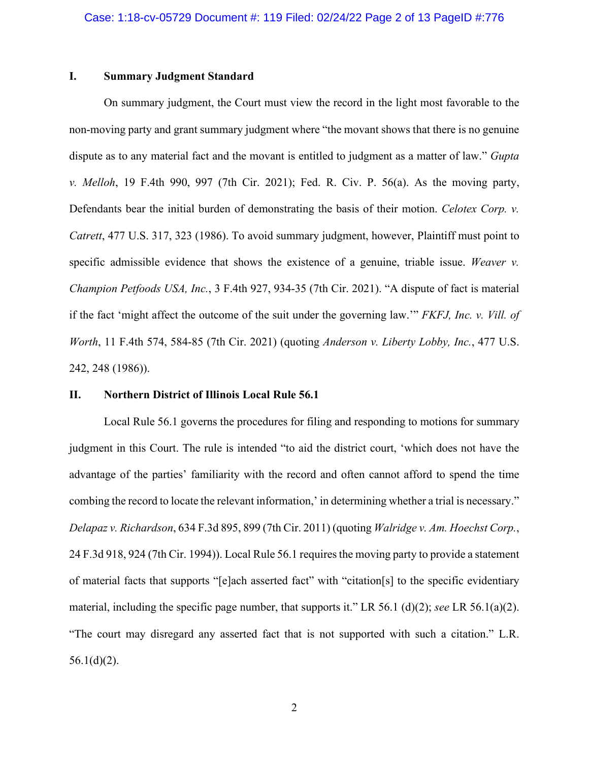## I. Summary Judgment Standard

On summary judgment, the Court must view the record in the light most favorable to the non-moving party and grant summary judgment where "the movant shows that there is no genuine dispute as to any material fact and the movant is entitled to judgment as a matter of law." *Gupta v. Melloh*, 19 F.4th 990, 997 (7th Cir. 2021); Fed. R. Civ. P. 56(a). As the moving party, Defendants bear the initial burden of demonstrating the basis of their motion. *Celotex Corp. v. Catrett*, 477 U.S. 317, 323 (1986). To avoid summary judgment, however, Plaintiff must point to specific admissible evidence that shows the existence of a genuine, triable issue. *Weaver v. Champion Petfoods USA, Inc.*, 3 F.4th 927, 934-35 (7th Cir. 2021). "A dispute of fact is material if the fact 'might affect the outcome of the suit under the governing law.'" *FKFJ, Inc. v. Vill. of Worth*, 11 F.4th 574, 584-85 (7th Cir. 2021) (quoting *Anderson v. Liberty Lobby, Inc.*, 477 U.S. 242, 248 (1986)).

## II. Northern District of Illinois Local Rule 56.1

Local Rule 56.1 governs the procedures for filing and responding to motions for summary judgment in this Court. The rule is intended "to aid the district court, 'which does not have the advantage of the parties' familiarity with the record and often cannot afford to spend the time combing the record to locate the relevant information,' in determining whether a trial is necessary." *Delapaz v. Richardson*, 634 F.3d 895, 899 (7th Cir. 2011) (quoting *Walridge v. Am. Hoechst Corp.*, 24 F.3d 918, 924 (7th Cir. 1994)). Local Rule 56.1 requires the moving party to provide a statement of material facts that supports "[e]ach asserted fact" with "citation[s] to the specific evidentiary material, including the specific page number, that supports it." LR 56.1 (d)(2); *see* LR 56.1(a)(2). "The court may disregard any asserted fact that is not supported with such a citation." L.R. 56.1(d)(2).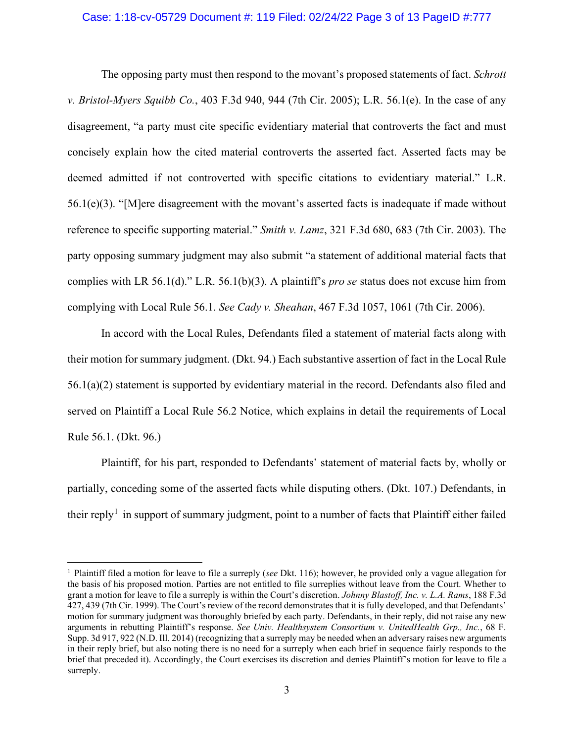The opposing party must then respond to the movant's proposed statements of fact. *Schrott v. Bristol-Myers Squibb Co.*, 403 F.3d 940, 944 (7th Cir. 2005); L.R. 56.1(e). In the case of any disagreement, "a party must cite specific evidentiary material that controverts the fact and must concisely explain how the cited material controverts the asserted fact. Asserted facts may be deemed admitted if not controverted with specific citations to evidentiary material." L.R. 56.1(e)(3). "[M]ere disagreement with the movant's asserted facts is inadequate if made without reference to specific supporting material." *Smith v. Lamz*, 321 F.3d 680, 683 (7th Cir. 2003). The party opposing summary judgment may also submit "a statement of additional material facts that complies with LR 56.1(d)." L.R. 56.1(b)(3). A plaintiff's *pro se* status does not excuse him from complying with Local Rule 56.1. *See Cady v. Sheahan*, 467 F.3d 1057, 1061 (7th Cir. 2006).

In accord with the Local Rules, Defendants filed a statement of material facts along with their motion for summary judgment. (Dkt. 94.) Each substantive assertion of fact in the Local Rule 56.1(a)(2) statement is supported by evidentiary material in the record. Defendants also filed and served on Plaintiff a Local Rule 56.2 Notice, which explains in detail the requirements of Local Rule 56.1. (Dkt. 96.)

Plaintiff, for his part, responded to Defendants' statement of material facts by, wholly or partially, conceding some of the asserted facts while disputing others. (Dkt. 107.) Defendants, in their reply[1] in support of summary judgment, point to a number of facts that Plaintiff either failed

---

[1] Plaintiff filed a motion for leave to file a surreply (*see* Dkt. 116); however, he provided only a vague allegation for the basis of his proposed motion. Parties are not entitled to file surreplies without leave from the Court. Whether to grant a motion for leave to file a surreply is within the Court's discretion. *Johnny Blastoff, Inc. v. L.A. Rams*, 188 F.3d 427, 439 (7th Cir. 1999). The Court's review of the record demonstrates that it is fully developed, and that Defendants' motion for summary judgment was thoroughly briefed by each party. Defendants, in their reply, did not raise any new arguments in rebutting Plaintiff's response. *See Univ. Healthsystem Consortium v. UnitedHealth Grp., Inc.*, 68 F. Supp. 3d 917, 922 (N.D. Ill. 2014) (recognizing that a surreply may be needed when an adversary raises new arguments in their reply brief, but also noting there is no need for a surreply when each brief in sequence fairly responds to the brief that preceded it). Accordingly, the Court exercises its discretion and denies Plaintiff's motion for leave to file a surreply.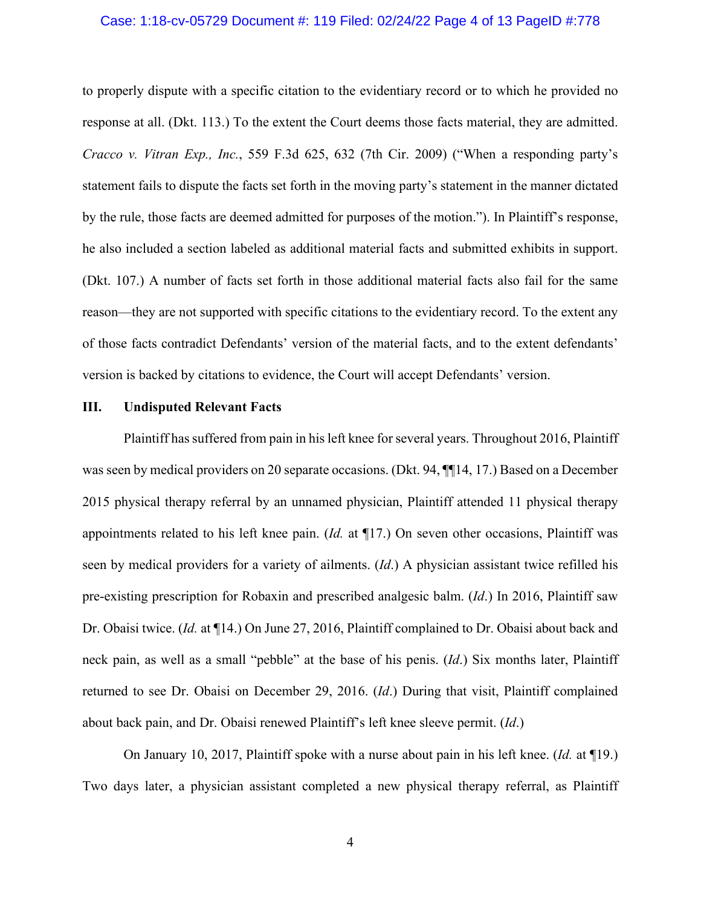to properly dispute with a specific citation to the evidentiary record or to which he provided no response at all. (Dkt. 113.) To the extent the Court deems those facts material, they are admitted. *Cracco v. Vitran Exp., Inc.*, 559 F.3d 625, 632 (7th Cir. 2009) ("When a responding party's statement fails to dispute the facts set forth in the moving party's statement in the manner dictated by the rule, those facts are deemed admitted for purposes of the motion."). In Plaintiff's response, he also included a section labeled as additional material facts and submitted exhibits in support. (Dkt. 107.) A number of facts set forth in those additional material facts also fail for the same reason—they are not supported with specific citations to the evidentiary record. To the extent any of those facts contradict Defendants' version of the material facts, and to the extent defendants' version is backed by citations to evidence, the Court will accept Defendants' version.

## III. Undisputed Relevant Facts

Plaintiff has suffered from pain in his left knee for several years. Throughout 2016, Plaintiff was seen by medical providers on 20 separate occasions. (Dkt. 94, ¶¶14, 17.) Based on a December 2015 physical therapy referral by an unnamed physician, Plaintiff attended 11 physical therapy appointments related to his left knee pain. (*Id.* at ¶17.) On seven other occasions, Plaintiff was seen by medical providers for a variety of ailments. (*Id.*) A physician assistant twice refilled his pre-existing prescription for Robaxin and prescribed analgesic balm. (*Id.*) In 2016, Plaintiff saw Dr. Obaisi twice. (*Id.* at ¶14.) On June 27, 2016, Plaintiff complained to Dr. Obaisi about back and neck pain, as well as a small "pebble" at the base of his penis. (*Id.*) Six months later, Plaintiff returned to see Dr. Obaisi on December 29, 2016. (*Id.*) During that visit, Plaintiff complained about back pain, and Dr. Obaisi renewed Plaintiff's left knee sleeve permit. (*Id.*)

On January 10, 2017, Plaintiff spoke with a nurse about pain in his left knee. (*Id.* at ¶19.) Two days later, a physician assistant completed a new physical therapy referral, as Plaintiff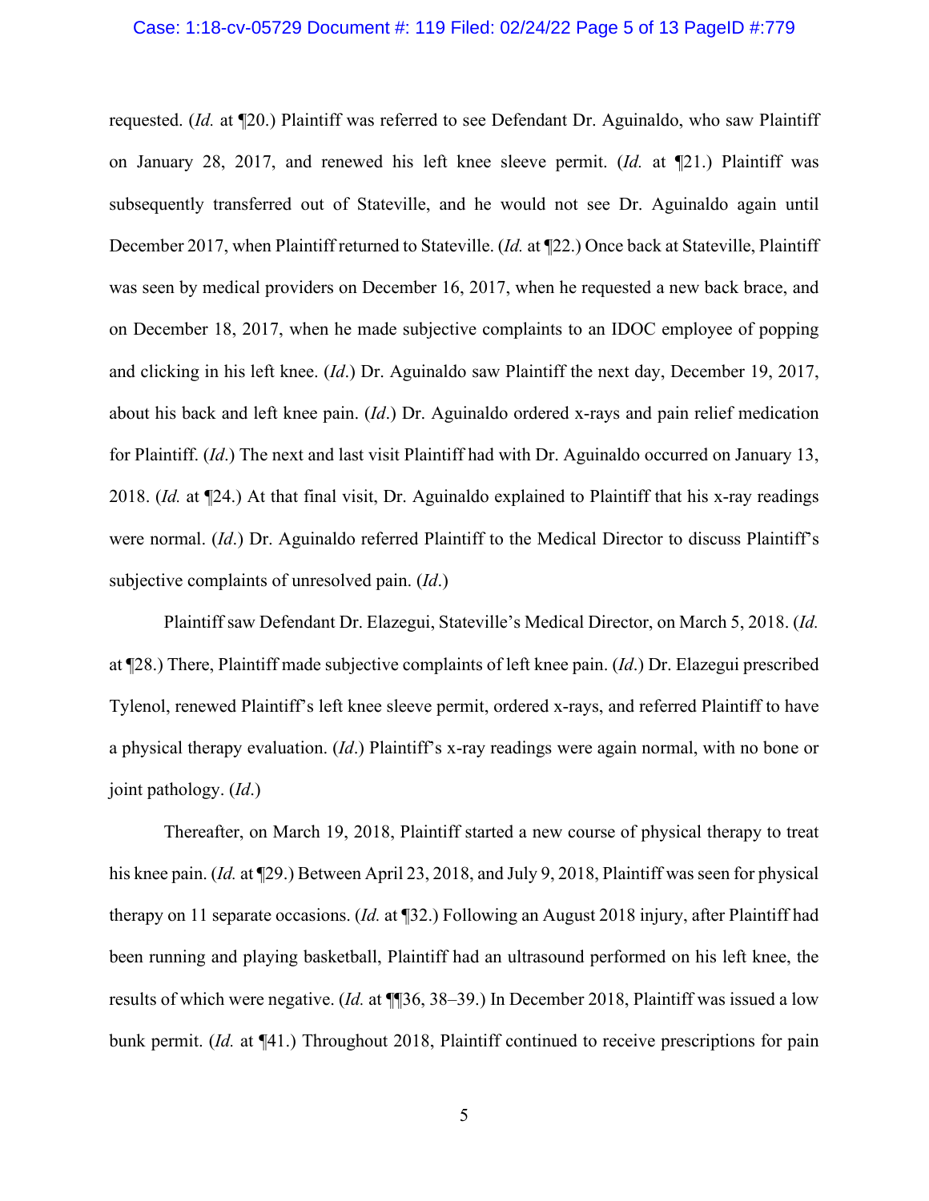requested. (*Id.* at ¶20.) Plaintiff was referred to see Defendant Dr. Aguinaldo, who saw Plaintiff on January 28, 2017, and renewed his left knee sleeve permit. (*Id.* at ¶21.) Plaintiff was subsequently transferred out of Stateville, and he would not see Dr. Aguinaldo again until December 2017, when Plaintiff returned to Stateville. (*Id.* at ¶22.) Once back at Stateville, Plaintiff was seen by medical providers on December 16, 2017, when he requested a new back brace, and on December 18, 2017, when he made subjective complaints to an IDOC employee of popping and clicking in his left knee. (*Id*.) Dr. Aguinaldo saw Plaintiff the next day, December 19, 2017, about his back and left knee pain. (*Id*.) Dr. Aguinaldo ordered x-rays and pain relief medication for Plaintiff. (*Id*.) The next and last visit Plaintiff had with Dr. Aguinaldo occurred on January 13, 2018. (*Id.* at ¶24.) At that final visit, Dr. Aguinaldo explained to Plaintiff that his x-ray readings were normal. (*Id*.) Dr. Aguinaldo referred Plaintiff to the Medical Director to discuss Plaintiff's subjective complaints of unresolved pain. (*Id*.)

Plaintiff saw Defendant Dr. Elazegui, Stateville's Medical Director, on March 5, 2018. (*Id.* at ¶28.) There, Plaintiff made subjective complaints of left knee pain. (*Id*.) Dr. Elazegui prescribed Tylenol, renewed Plaintiff's left knee sleeve permit, ordered x-rays, and referred Plaintiff to have a physical therapy evaluation. (*Id*.) Plaintiff's x-ray readings were again normal, with no bone or joint pathology. (*Id*.)

Thereafter, on March 19, 2018, Plaintiff started a new course of physical therapy to treat his knee pain. (*Id.* at ¶29.) Between April 23, 2018, and July 9, 2018, Plaintiff was seen for physical therapy on 11 separate occasions. (*Id.* at ¶32.) Following an August 2018 injury, after Plaintiff had been running and playing basketball, Plaintiff had an ultrasound performed on his left knee, the results of which were negative. (*Id.* at ¶¶36, 38–39.) In December 2018, Plaintiff was issued a low bunk permit. (*Id.* at ¶41.) Throughout 2018, Plaintiff continued to receive prescriptions for pain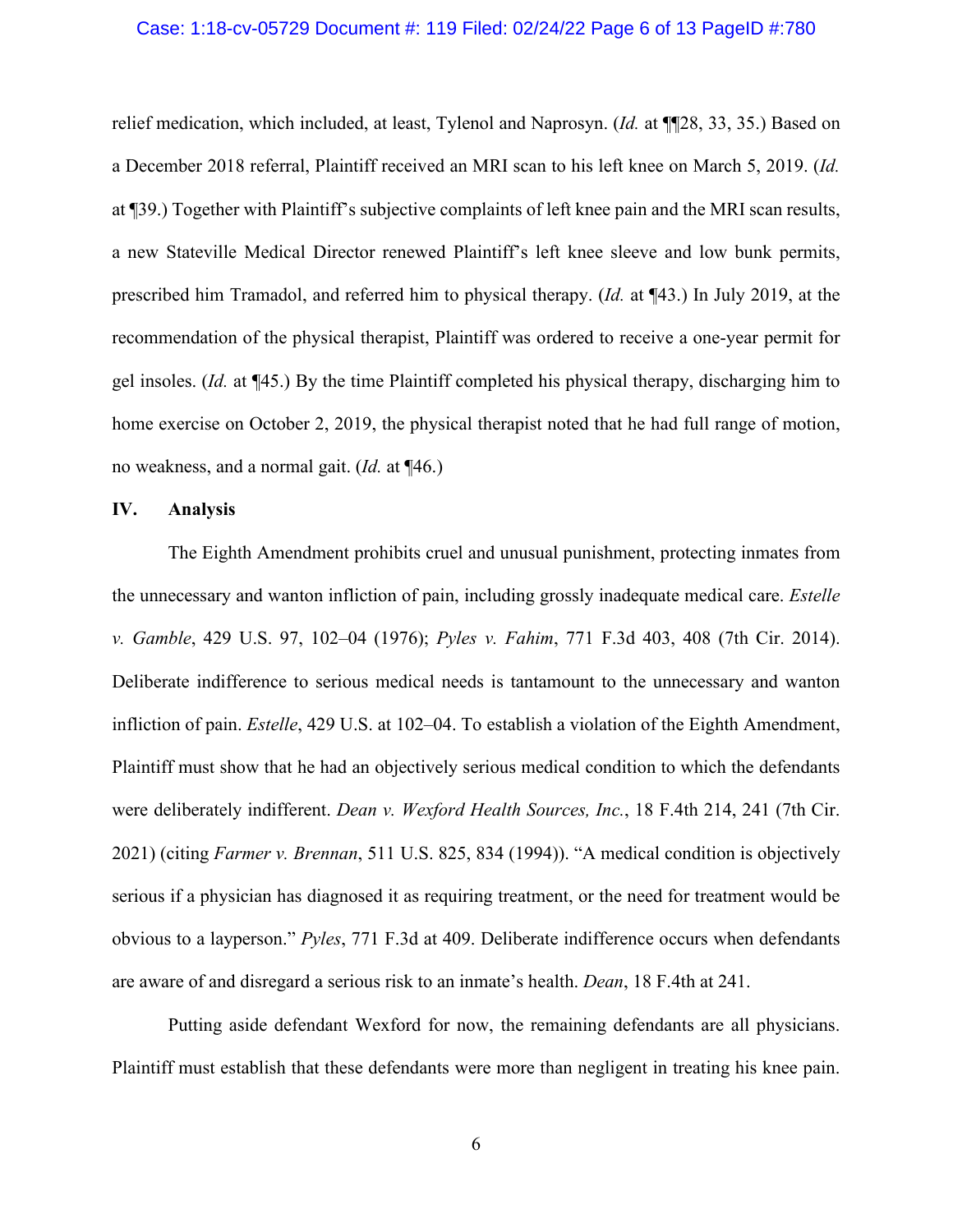relief medication, which included, at least, Tylenol and Naprosyn. (*Id.* at ¶¶28, 33, 35.) Based on a December 2018 referral, Plaintiff received an MRI scan to his left knee on March 5, 2019. (*Id.* at ¶39.) Together with Plaintiff's subjective complaints of left knee pain and the MRI scan results, a new Stateville Medical Director renewed Plaintiff's left knee sleeve and low bunk permits, prescribed him Tramadol, and referred him to physical therapy. (*Id.* at ¶43.) In July 2019, at the recommendation of the physical therapist, Plaintiff was ordered to receive a one-year permit for gel insoles. (*Id.* at ¶45.) By the time Plaintiff completed his physical therapy, discharging him to home exercise on October 2, 2019, the physical therapist noted that he had full range of motion, no weakness, and a normal gait. (*Id.* at ¶46.)

## IV. Analysis

The Eighth Amendment prohibits cruel and unusual punishment, protecting inmates from the unnecessary and wanton infliction of pain, including grossly inadequate medical care. *Estelle v. Gamble*, 429 U.S. 97, 102–04 (1976); *Pyles v. Fahim*, 771 F.3d 403, 408 (7th Cir. 2014). Deliberate indifference to serious medical needs is tantamount to the unnecessary and wanton infliction of pain. *Estelle*, 429 U.S. at 102–04. To establish a violation of the Eighth Amendment, Plaintiff must show that he had an objectively serious medical condition to which the defendants were deliberately indifferent. *Dean v. Wexford Health Sources, Inc.*, 18 F.4th 214, 241 (7th Cir. 2021) (citing *Farmer v. Brennan*, 511 U.S. 825, 834 (1994)). "A medical condition is objectively serious if a physician has diagnosed it as requiring treatment, or the need for treatment would be obvious to a layperson." *Pyles*, 771 F.3d at 409. Deliberate indifference occurs when defendants are aware of and disregard a serious risk to an inmate's health. *Dean*, 18 F.4th at 241.

Putting aside defendant Wexford for now, the remaining defendants are all physicians. Plaintiff must establish that these defendants were more than negligent in treating his knee pain.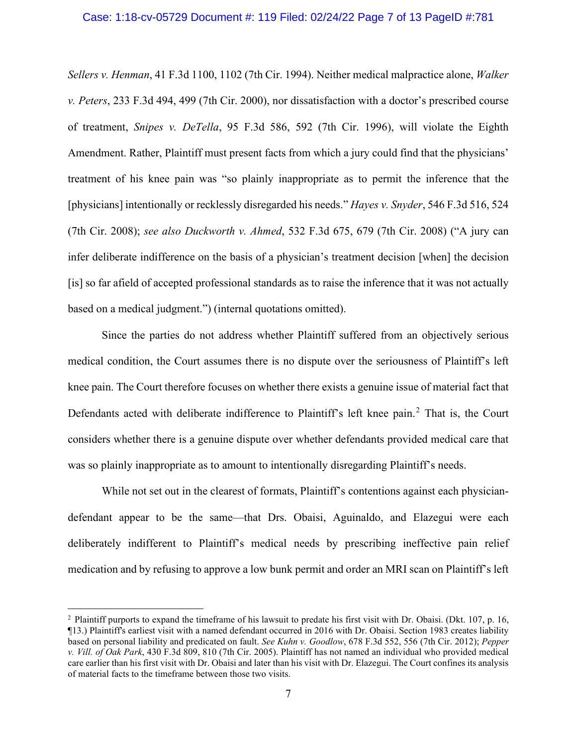*Sellers v. Henman*, 41 F.3d 1100, 1102 (7th Cir. 1994). Neither medical malpractice alone, *Walker v. Peters*, 233 F.3d 494, 499 (7th Cir. 2000), nor dissatisfaction with a doctor's prescribed course of treatment, *Snipes v. DeTella*, 95 F.3d 586, 592 (7th Cir. 1996), will violate the Eighth Amendment. Rather, Plaintiff must present facts from which a jury could find that the physicians' treatment of his knee pain was "so plainly inappropriate as to permit the inference that the [physicians] intentionally or recklessly disregarded his needs." *Hayes v. Snyder*, 546 F.3d 516, 524 (7th Cir. 2008); *see also Duckworth v. Ahmed*, 532 F.3d 675, 679 (7th Cir. 2008) ("A jury can infer deliberate indifference on the basis of a physician's treatment decision [when] the decision [is] so far afield of accepted professional standards as to raise the inference that it was not actually based on a medical judgment.") (internal quotations omitted).

Since the parties do not address whether Plaintiff suffered from an objectively serious medical condition, the Court assumes there is no dispute over the seriousness of Plaintiff's left knee pain. The Court therefore focuses on whether there exists a genuine issue of material fact that Defendants acted with deliberate indifference to Plaintiff's left knee pain.[2] That is, the Court considers whether there is a genuine dispute over whether defendants provided medical care that was so plainly inappropriate as to amount to intentionally disregarding Plaintiff's needs.

While not set out in the clearest of formats, Plaintiff's contentions against each physician-defendant appear to be the same—that Drs. Obaisi, Aguinaldo, and Elazegui were each deliberately indifferent to Plaintiff's medical needs by prescribing ineffective pain relief medication and by refusing to approve a low bunk permit and order an MRI scan on Plaintiff's left

---

[2] Plaintiff purports to expand the timeframe of his lawsuit to predate his first visit with Dr. Obaisi. (Dkt. 107, p. 16, ¶13.) Plaintiff's earliest visit with a named defendant occurred in 2016 with Dr. Obaisi. Section 1983 creates liability based on personal liability and predicated on fault. *See Kuhn v. Goodlow*, 678 F.3d 552, 556 (7th Cir. 2012); *Pepper v. Vill. of Oak Park*, 430 F.3d 809, 810 (7th Cir. 2005). Plaintiff has not named an individual who provided medical care earlier than his first visit with Dr. Obaisi and later than his visit with Dr. Elazegui. The Court confines its analysis of material facts to the timeframe between those two visits.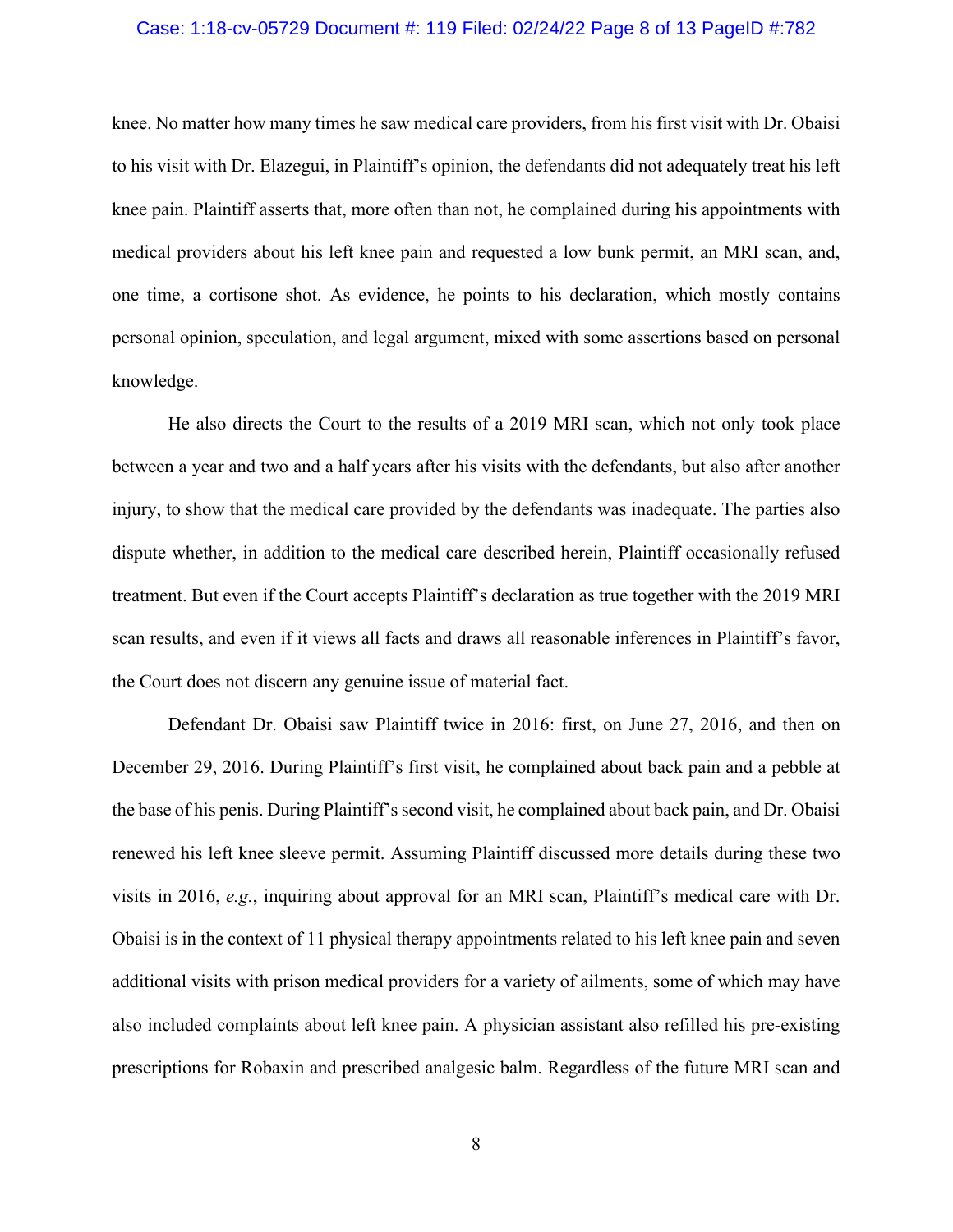knee. No matter how many times he saw medical care providers, from his first visit with Dr. Obaisi to his visit with Dr. Elazegui, in Plaintiff's opinion, the defendants did not adequately treat his left knee pain. Plaintiff asserts that, more often than not, he complained during his appointments with medical providers about his left knee pain and requested a low bunk permit, an MRI scan, and, one time, a cortisone shot. As evidence, he points to his declaration, which mostly contains personal opinion, speculation, and legal argument, mixed with some assertions based on personal knowledge.

He also directs the Court to the results of a 2019 MRI scan, which not only took place between a year and two and a half years after his visits with the defendants, but also after another injury, to show that the medical care provided by the defendants was inadequate. The parties also dispute whether, in addition to the medical care described herein, Plaintiff occasionally refused treatment. But even if the Court accepts Plaintiff's declaration as true together with the 2019 MRI scan results, and even if it views all facts and draws all reasonable inferences in Plaintiff's favor, the Court does not discern any genuine issue of material fact.

Defendant Dr. Obaisi saw Plaintiff twice in 2016: first, on June 27, 2016, and then on December 29, 2016. During Plaintiff's first visit, he complained about back pain and a pebble at the base of his penis. During Plaintiff's second visit, he complained about back pain, and Dr. Obaisi renewed his left knee sleeve permit. Assuming Plaintiff discussed more details during these two visits in 2016, *e.g.*, inquiring about approval for an MRI scan, Plaintiff's medical care with Dr. Obaisi is in the context of 11 physical therapy appointments related to his left knee pain and seven additional visits with prison medical providers for a variety of ailments, some of which may have also included complaints about left knee pain. A physician assistant also refilled his pre-existing prescriptions for Robaxin and prescribed analgesic balm. Regardless of the future MRI scan and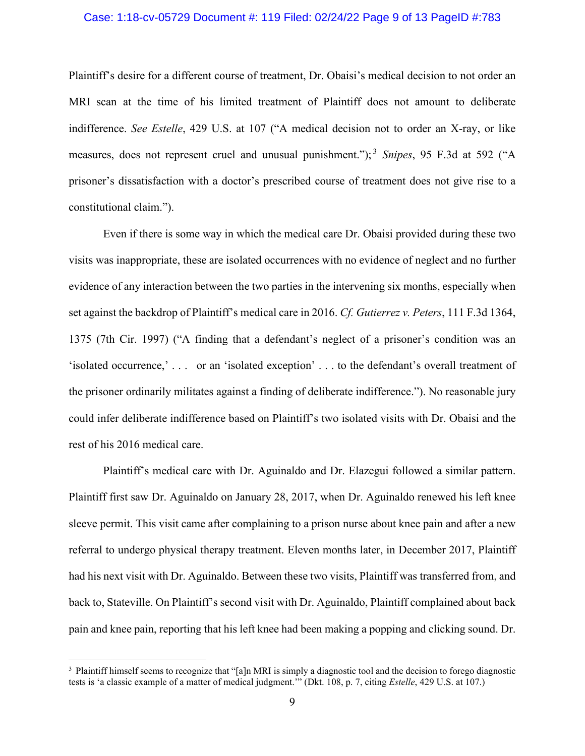Plaintiff's desire for a different course of treatment, Dr. Obaisi's medical decision to not order an MRI scan at the time of his limited treatment of Plaintiff does not amount to deliberate indifference. *See Estelle*, 429 U.S. at 107 ("A medical decision not to order an X-ray, or like measures, does not represent cruel and unusual punishment.");[3] *Snipes*, 95 F.3d at 592 ("A prisoner's dissatisfaction with a doctor's prescribed course of treatment does not give rise to a constitutional claim.").

Even if there is some way in which the medical care Dr. Obaisi provided during these two visits was inappropriate, these are isolated occurrences with no evidence of neglect and no further evidence of any interaction between the two parties in the intervening six months, especially when set against the backdrop of Plaintiff's medical care in 2016. *Cf. Gutierrez v. Peters*, 111 F.3d 1364, 1375 (7th Cir. 1997) ("A finding that a defendant's neglect of a prisoner's condition was an 'isolated occurrence,' . . . or an 'isolated exception' . . . to the defendant's overall treatment of the prisoner ordinarily militates against a finding of deliberate indifference."). No reasonable jury could infer deliberate indifference based on Plaintiff's two isolated visits with Dr. Obaisi and the rest of his 2016 medical care.

Plaintiff's medical care with Dr. Aguinaldo and Dr. Elazegui followed a similar pattern. Plaintiff first saw Dr. Aguinaldo on January 28, 2017, when Dr. Aguinaldo renewed his left knee sleeve permit. This visit came after complaining to a prison nurse about knee pain and after a new referral to undergo physical therapy treatment. Eleven months later, in December 2017, Plaintiff had his next visit with Dr. Aguinaldo. Between these two visits, Plaintiff was transferred from, and back to, Stateville. On Plaintiff's second visit with Dr. Aguinaldo, Plaintiff complained about back pain and knee pain, reporting that his left knee had been making a popping and clicking sound. Dr.

---

[3] Plaintiff himself seems to recognize that "[a]n MRI is simply a diagnostic tool and the decision to forego diagnostic tests is 'a classic example of a matter of medical judgment.'" (Dkt. 108, p. 7, citing *Estelle*, 429 U.S. at 107.)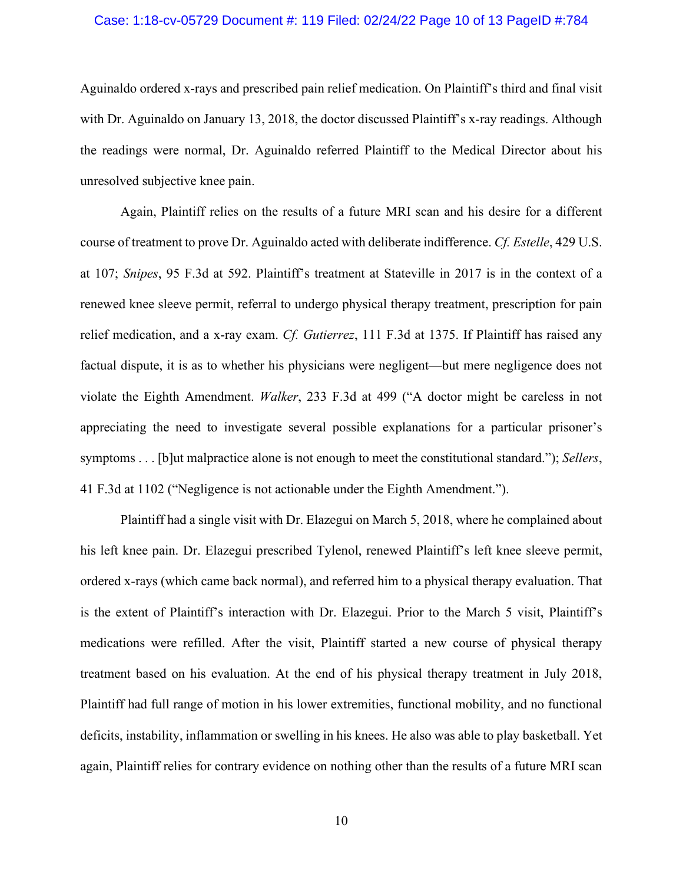Aguinaldo ordered x-rays and prescribed pain relief medication. On Plaintiff's third and final visit with Dr. Aguinaldo on January 13, 2018, the doctor discussed Plaintiff's x-ray readings. Although the readings were normal, Dr. Aguinaldo referred Plaintiff to the Medical Director about his unresolved subjective knee pain.

Again, Plaintiff relies on the results of a future MRI scan and his desire for a different course of treatment to prove Dr. Aguinaldo acted with deliberate indifference. *Cf. Estelle*, 429 U.S. at 107; *Snipes*, 95 F.3d at 592. Plaintiff's treatment at Stateville in 2017 is in the context of a renewed knee sleeve permit, referral to undergo physical therapy treatment, prescription for pain relief medication, and a x-ray exam. *Cf. Gutierrez*, 111 F.3d at 1375. If Plaintiff has raised any factual dispute, it is as to whether his physicians were negligent—but mere negligence does not violate the Eighth Amendment. *Walker*, 233 F.3d at 499 ("A doctor might be careless in not appreciating the need to investigate several possible explanations for a particular prisoner's symptoms . . . [b]ut malpractice alone is not enough to meet the constitutional standard."); *Sellers*, 41 F.3d at 1102 ("Negligence is not actionable under the Eighth Amendment.").

Plaintiff had a single visit with Dr. Elazegui on March 5, 2018, where he complained about his left knee pain. Dr. Elazegui prescribed Tylenol, renewed Plaintiff's left knee sleeve permit, ordered x-rays (which came back normal), and referred him to a physical therapy evaluation. That is the extent of Plaintiff's interaction with Dr. Elazegui. Prior to the March 5 visit, Plaintiff's medications were refilled. After the visit, Plaintiff started a new course of physical therapy treatment based on his evaluation. At the end of his physical therapy treatment in July 2018, Plaintiff had full range of motion in his lower extremities, functional mobility, and no functional deficits, instability, inflammation or swelling in his knees. He also was able to play basketball. Yet again, Plaintiff relies for contrary evidence on nothing other than the results of a future MRI scan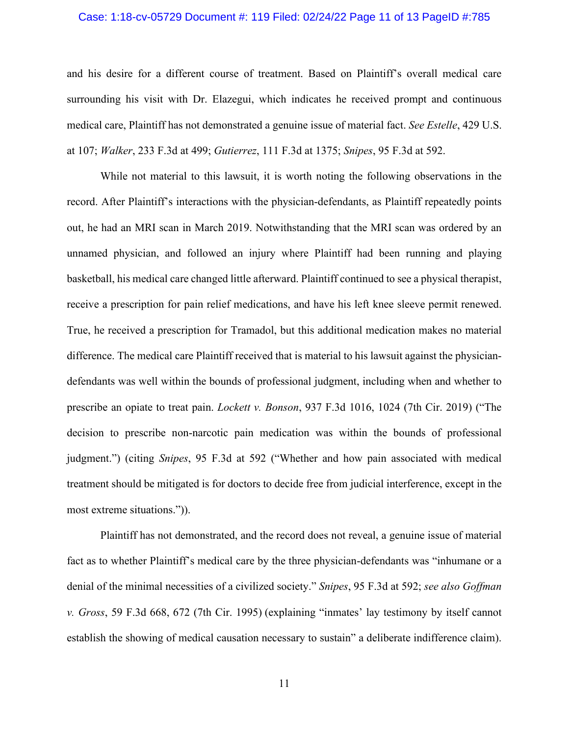and his desire for a different course of treatment. Based on Plaintiff's overall medical care surrounding his visit with Dr. Elazegui, which indicates he received prompt and continuous medical care, Plaintiff has not demonstrated a genuine issue of material fact. *See Estelle*, 429 U.S. at 107; *Walker*, 233 F.3d at 499; *Gutierrez*, 111 F.3d at 1375; *Snipes*, 95 F.3d at 592.

While not material to this lawsuit, it is worth noting the following observations in the record. After Plaintiff's interactions with the physician-defendants, as Plaintiff repeatedly points out, he had an MRI scan in March 2019. Notwithstanding that the MRI scan was ordered by an unnamed physician, and followed an injury where Plaintiff had been running and playing basketball, his medical care changed little afterward. Plaintiff continued to see a physical therapist, receive a prescription for pain relief medications, and have his left knee sleeve permit renewed. True, he received a prescription for Tramadol, but this additional medication makes no material difference. The medical care Plaintiff received that is material to his lawsuit against the physician-defendants was well within the bounds of professional judgment, including when and whether to prescribe an opiate to treat pain. *Lockett v. Bonson*, 937 F.3d 1016, 1024 (7th Cir. 2019) ("The decision to prescribe non-narcotic pain medication was within the bounds of professional judgment.") (citing *Snipes*, 95 F.3d at 592 ("Whether and how pain associated with medical treatment should be mitigated is for doctors to decide free from judicial interference, except in the most extreme situations.")).

Plaintiff has not demonstrated, and the record does not reveal, a genuine issue of material fact as to whether Plaintiff's medical care by the three physician-defendants was "inhumane or a denial of the minimal necessities of a civilized society." *Snipes*, 95 F.3d at 592; *see also Goffman v. Gross*, 59 F.3d 668, 672 (7th Cir. 1995) (explaining "inmates' lay testimony by itself cannot establish the showing of medical causation necessary to sustain" a deliberate indifference claim).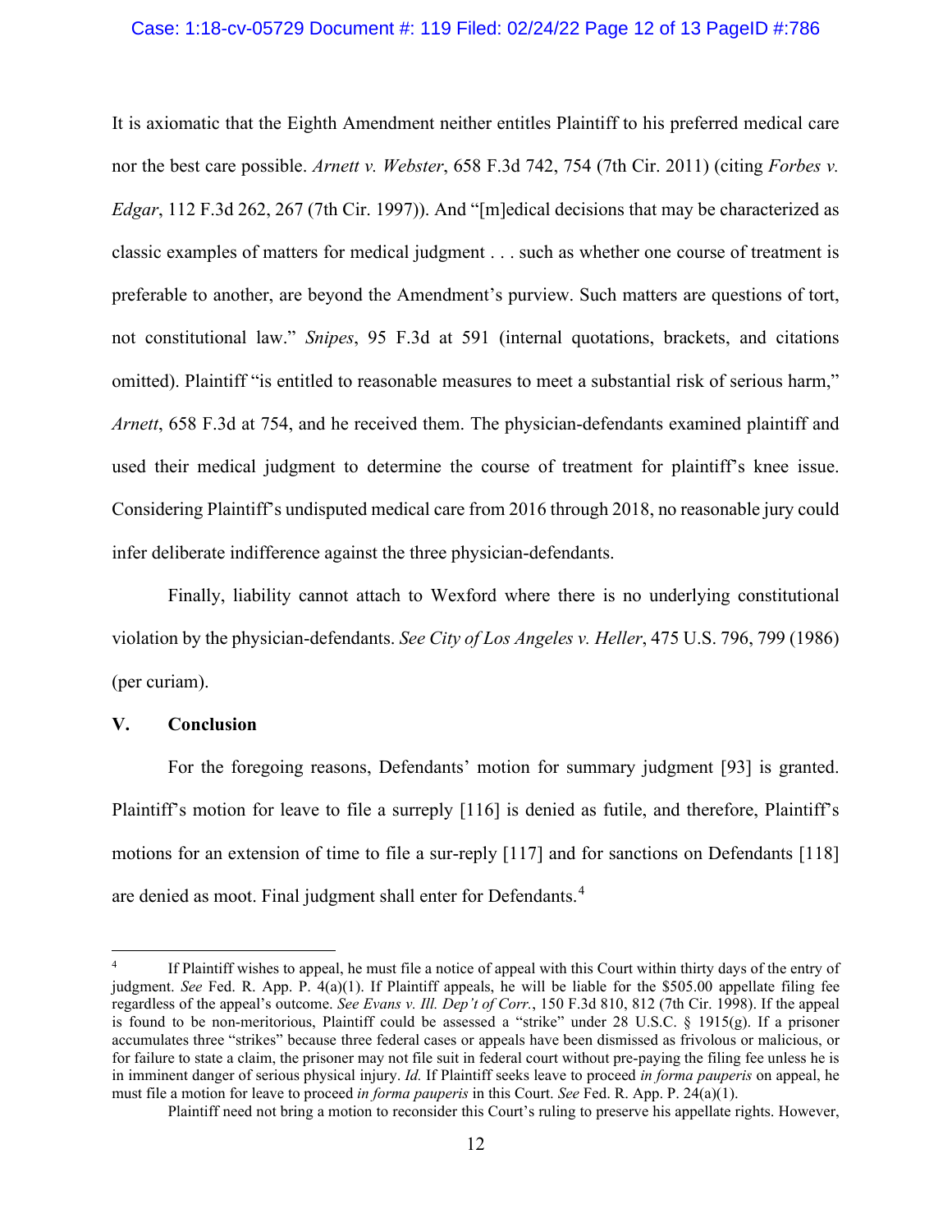It is axiomatic that the Eighth Amendment neither entitles Plaintiff to his preferred medical care nor the best care possible. *Arnett v. Webster*, 658 F.3d 742, 754 (7th Cir. 2011) (citing *Forbes v. Edgar*, 112 F.3d 262, 267 (7th Cir. 1997)). And "[m]edical decisions that may be characterized as classic examples of matters for medical judgment . . . such as whether one course of treatment is preferable to another, are beyond the Amendment's purview. Such matters are questions of tort, not constitutional law." *Snipes*, 95 F.3d at 591 (internal quotations, brackets, and citations omitted). Plaintiff "is entitled to reasonable measures to meet a substantial risk of serious harm," *Arnett*, 658 F.3d at 754, and he received them. The physician-defendants examined plaintiff and used their medical judgment to determine the course of treatment for plaintiff's knee issue. Considering Plaintiff's undisputed medical care from 2016 through 2018, no reasonable jury could infer deliberate indifference against the three physician-defendants.

Finally, liability cannot attach to Wexford where there is no underlying constitutional violation by the physician-defendants. *See City of Los Angeles v. Heller*, 475 U.S. 796, 799 (1986) (per curiam).

## V. Conclusion

For the foregoing reasons, Defendants' motion for summary judgment [93] is granted. Plaintiff's motion for leave to file a surreply [116] is denied as futile, and therefore, Plaintiff's motions for an extension of time to file a sur-reply [117] and for sanctions on Defendants [118] are denied as moot. Final judgment shall enter for Defendants.[4]

---

[4] If Plaintiff wishes to appeal, he must file a notice of appeal with this Court within thirty days of the entry of judgment. *See* Fed. R. App. P. 4(a)(1). If Plaintiff appeals, he will be liable for the $505.00 appellate filing fee regardless of the appeal's outcome. *See Evans v. Ill. Dep't of Corr.*, 150 F.3d 810, 812 (7th Cir. 1998). If the appeal is found to be non-meritorious, Plaintiff could be assessed a "strike" under 28 U.S.C. § 1915(g). If a prisoner accumulates three "strikes" because three federal cases or appeals have been dismissed as frivolous or malicious, or for failure to state a claim, the prisoner may not file suit in federal court without pre-paying the filing fee unless he is in imminent danger of serious physical injury. *Id.* If Plaintiff seeks leave to proceed *in forma pauperis* on appeal, he must file a motion for leave to proceed *in forma pauperis* in this Court. *See* Fed. R. App. P. 24(a)(1).

Plaintiff need not bring a motion to reconsider this Court's ruling to preserve his appellate rights. However,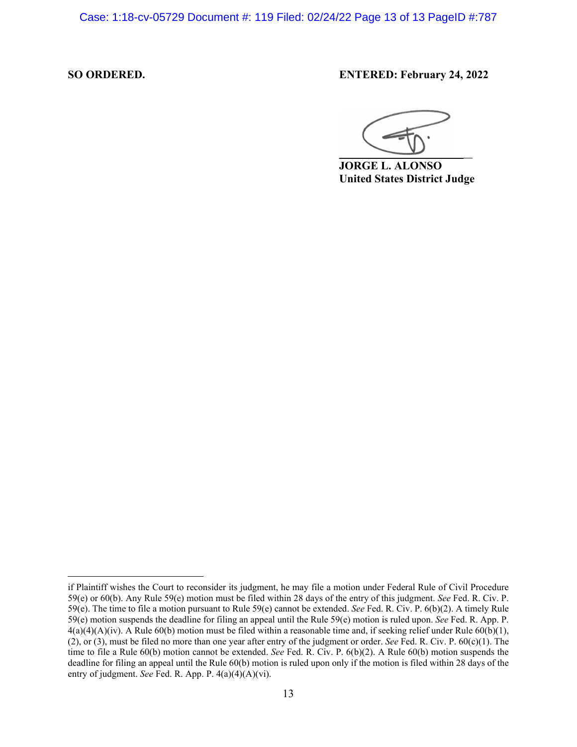**SO ORDERED.** **ENTERED: February 24, 2022**

**JORGE L. ALONSO**
**United States District Judge**

---

if Plaintiff wishes the Court to reconsider its judgment, he may file a motion under Federal Rule of Civil Procedure 59(e) or 60(b). Any Rule 59(e) motion must be filed within 28 days of the entry of this judgment. *See* Fed. R. Civ. P. 59(e). The time to file a motion pursuant to Rule 59(e) cannot be extended. *See* Fed. R. Civ. P. 6(b)(2). A timely Rule 59(e) motion suspends the deadline for filing an appeal until the Rule 59(e) motion is ruled upon. *See* Fed. R. App. P. 4(a)(4)(A)(iv). A Rule 60(b) motion must be filed within a reasonable time and, if seeking relief under Rule 60(b)(1), (2), or (3), must be filed no more than one year after entry of the judgment or order. *See* Fed. R. Civ. P. 60(c)(1). The time to file a Rule 60(b) motion cannot be extended. *See* Fed. R. Civ. P. 6(b)(2). A Rule 60(b) motion suspends the deadline for filing an appeal until the Rule 60(b) motion is ruled upon only if the motion is filed within 28 days of the entry of judgment. *See* Fed. R. App. P. 4(a)(4)(A)(vi).